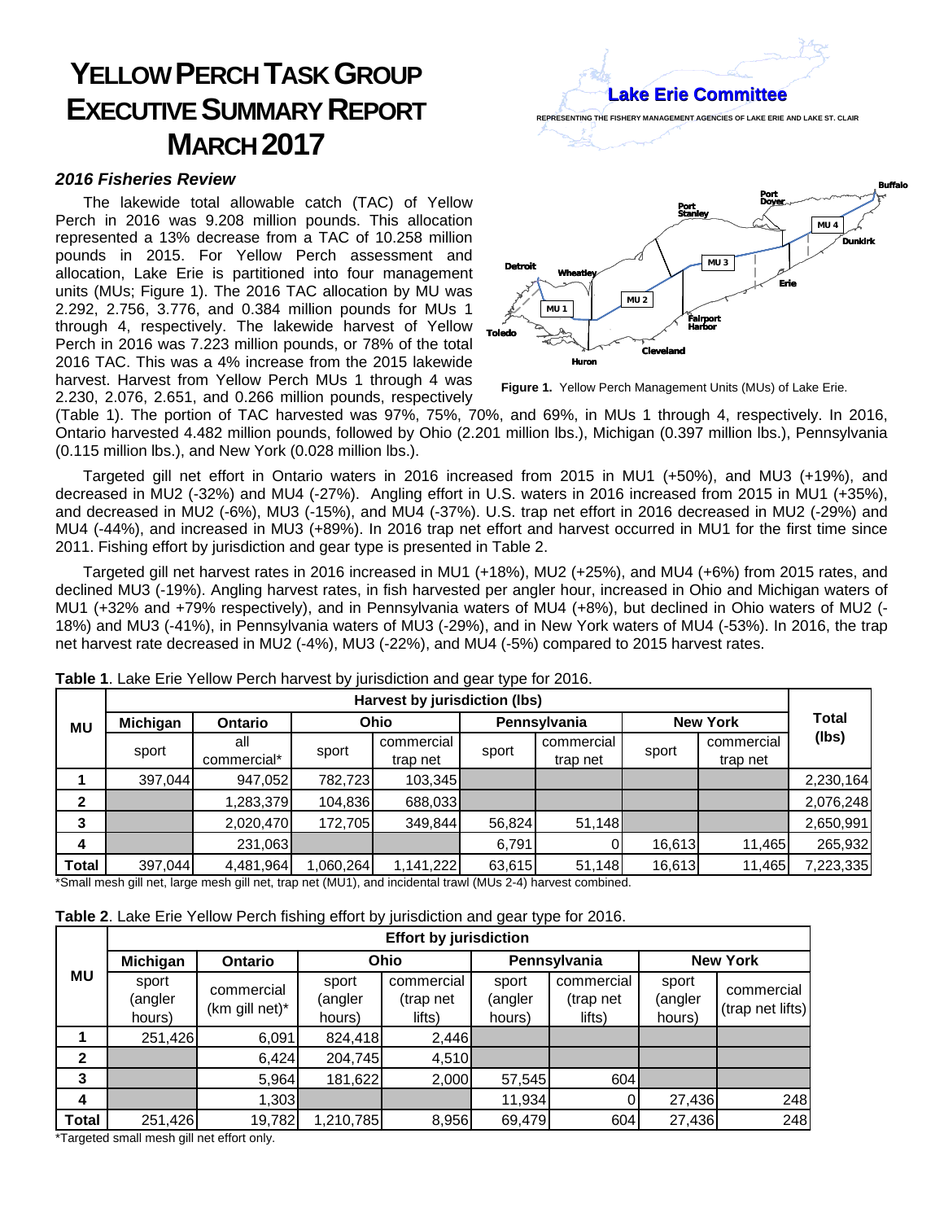# YELLOW PERCH TASK GROUP EXECUTIVE SUMMARY REPORT MARCH 2017

Lake Erie Committee

REPRESENTING THE FISHERY MANAGEMENT AGENCIES OF LAKE ERIE AND LAKE ST. CLAIR

### *2016 Fisheries Review*

The lakewide total allowable catch (TAC) of Yellow Perch in 2016 was 9.208 million pounds. This allocation represented a 13% decrease from a TAC of 10.258 million pounds in 2015. For Yellow Perch assessment and allocation, Lake Erie is partitioned into four management units (MUs; Figure 1). The 2016 TAC allocation by MU was 2.292, 2.756, 3.776, and 0.384 million pounds for MUs 1 through 4, respectively. The lakewide harvest of Yellow Perch in 2016 was 7.223 million pounds, or 78% of the total 2016 TAC. This was a 4% increase from the 2015 lakewide harvest. Harvest from Yellow Perch MUs 1 through 4 was 2.230, 2.076, 2.651, and 0.266 million pounds, respectively (Table 1). The portion of TAC harvested was 97%, 75%, 70%, and 69%, in MUs 1 through 4, respectively. In 2016, Ontario harvested 4.482 million pounds, followed by Ohio (2.201 million lbs.), Michigan (0.397 million lbs.), Pennsylvania (0.115 million lbs.), and New York (0.028 million lbs.).

**Figure 1.** Yellow Perch Management Units (MUs) of Lake Erie.

Targeted gill net effort in Ontario waters in 2016 increased from 2015 in MU1 (+50%), and MU3 (+19%), and decreased in MU2 (-32%) and MU4 (-27%). Angling effort in U.S. waters in 2016 increased from 2015 in MU1 (+35%), and decreased in MU2 (-6%), MU3 (-15%), and MU4 (-37%). U.S. trap net effort in 2016 decreased in MU2 (-29%) and MU4 (-44%), and increased in MU3 (+89%). In 2016 trap net effort and harvest occurred in MU1 for the first time since 2011. Fishing effort by jurisdiction and gear type is presented in Table 2.

Targeted gill net harvest rates in 2016 increased in MU1 (+18%), MU2 (+25%), and MU4 (+6%) from 2015 rates, and declined MU3 (-19%). Angling harvest rates, in fish harvested per angler hour, increased in Ohio and Michigan waters of MU1 (+32% and +79% respectively), and in Pennsylvania waters of MU4 (+8%), but declined in Ohio waters of MU2 (-18%) and MU3 (-41%), in Pennsylvania waters of MU3 (-29%), and in New York waters of MU4 (-53%). In 2016, the trap net harvest rate decreased in MU2 (-4%), MU3 (-22%), and MU4 (-5%) compared to 2015 harvest rates.

**Table 1**. Lake Erie Yellow Perch harvest by jurisdiction and gear type for 2016.

| MU | Harvest by jurisdiction (lbs) | | | | | | | | Total (lbs) |
|---|---|---|---|---|---|---|---|---|---|
| | Michigan | Ontario | Ohio | | Pennsylvania | | New York | | |
| | sport | all commercial* | sport | commercial trap net | sport | commercial trap net | sport | commercial trap net | |
| 1 | 397,044 | 947,052 | 782,723 | 103,345 | | | | | 2,230,164 |
| 2 | | 1,283,379 | 104,836 | 688,033 | | | | | 2,076,248 |
| 3 | | 2,020,470 | 172,705 | 349,844 | 56,824 | 51,148 | | | 2,650,991 |
| 4 | | 231,063 | | | 6,791 | 0 | 16,613 | 11,465 | 265,932 |
| Total | 397,044 | 4,481,964 | 1,060,264 | 1,141,222 | 63,615 | 51,148 | 16,613 | 11,465 | 7,223,335 |

*Small mesh gill net, large mesh gill net, trap net (MU1), and incidental trawl (MUs 2-4) harvest combined.

**Table 2**. Lake Erie Yellow Perch fishing effort by jurisdiction and gear type for 2016.

| MU | Effort by jurisdiction | | | | | | | |
|---|---|---|---|---|---|---|---|---|
| | Michigan | Ontario | Ohio | | Pennsylvania | | New York | |
| | sport (angler hours) | commercial (km gill net)* | sport (angler hours) | commercial (trap net lifts) | sport (angler hours) | commercial (trap net lifts) | sport (angler hours) | commercial (trap net lifts) |
| 1 | 251,426 | 6,091 | 824,418 | 2,446 | | | | |
| 2 | | 6,424 | 204,745 | 4,510 | | | | |
| 3 | | 5,964 | 181,622 | 2,000 | 57,545 | 604 | | |
| 4 | | 1,303 | | | 11,934 | 0 | 27,436 | 248 |
| Total | 251,426 | 19,782 | 1,210,785 | 8,956 | 69,479 | 604 | 27,436 | 248 |

*Targeted small mesh gill net effort only.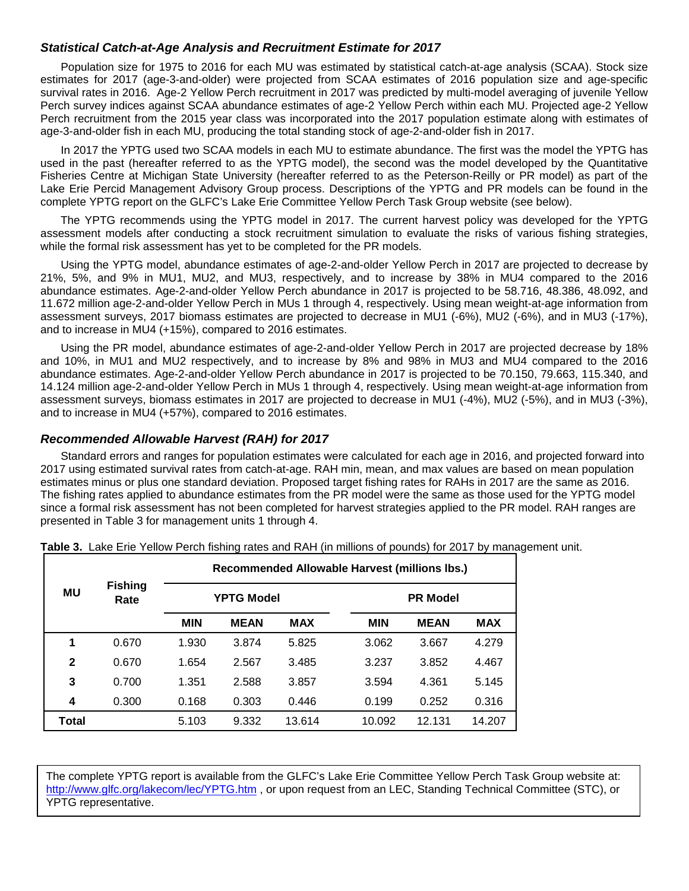### *Statistical Catch-at-Age Analysis and Recruitment Estimate for 2017*

Population size for 1975 to 2016 for each MU was estimated by statistical catch-at-age analysis (SCAA). Stock size estimates for 2017 (age-3-and-older) were projected from SCAA estimates of 2016 population size and age-specific survival rates in 2016. Age-2 Yellow Perch recruitment in 2017 was predicted by multi-model averaging of juvenile Yellow Perch survey indices against SCAA abundance estimates of age-2 Yellow Perch within each MU. Projected age-2 Yellow Perch recruitment from the 2015 year class was incorporated into the 2017 population estimate along with estimates of age-3-and-older fish in each MU, producing the total standing stock of age-2-and-older fish in 2017.

In 2017 the YPTG used two SCAA models in each MU to estimate abundance. The first was the model the YPTG has used in the past (hereafter referred to as the YPTG model), the second was the model developed by the Quantitative Fisheries Centre at Michigan State University (hereafter referred to as the Peterson-Reilly or PR model) as part of the Lake Erie Percid Management Advisory Group process. Descriptions of the YPTG and PR models can be found in the complete YPTG report on the GLFC's Lake Erie Committee Yellow Perch Task Group website (see below).

The YPTG recommends using the YPTG model in 2017. The current harvest policy was developed for the YPTG assessment models after conducting a stock recruitment simulation to evaluate the risks of various fishing strategies, while the formal risk assessment has yet to be completed for the PR models.

Using the YPTG model, abundance estimates of age-2-and-older Yellow Perch in 2017 are projected to decrease by 21%, 5%, and 9% in MU1, MU2, and MU3, respectively, and to increase by 38% in MU4 compared to the 2016 abundance estimates. Age-2-and-older Yellow Perch abundance in 2017 is projected to be 58.716, 48.386, 48.092, and 11.672 million age-2-and-older Yellow Perch in MUs 1 through 4, respectively. Using mean weight-at-age information from assessment surveys, 2017 biomass estimates are projected to decrease in MU1 (-6%), MU2 (-6%), and in MU3 (-17%), and to increase in MU4 (+15%), compared to 2016 estimates.

Using the PR model, abundance estimates of age-2-and-older Yellow Perch in 2017 are projected decrease by 18% and 10%, in MU1 and MU2 respectively, and to increase by 8% and 98% in MU3 and MU4 compared to the 2016 abundance estimates. Age-2-and-older Yellow Perch abundance in 2017 is projected to be 70.150, 79.663, 115.340, and 14.124 million age-2-and-older Yellow Perch in MUs 1 through 4, respectively. Using mean weight-at-age information from assessment surveys, biomass estimates in 2017 are projected to decrease in MU1 (-4%), MU2 (-5%), and in MU3 (-3%), and to increase in MU4 (+57%), compared to 2016 estimates.

### *Recommended Allowable Harvest (RAH) for 2017*

Standard errors and ranges for population estimates were calculated for each age in 2016, and projected forward into 2017 using estimated survival rates from catch-at-age. RAH min, mean, and max values are based on mean population estimates minus or plus one standard deviation. Proposed target fishing rates for RAHs in 2017 are the same as 2016. The fishing rates applied to abundance estimates from the PR model were the same as those used for the YPTG model since a formal risk assessment has not been completed for harvest strategies applied to the PR model. RAH ranges are presented in Table 3 for management units 1 through 4.

**Table 3.** Lake Erie Yellow Perch fishing rates and RAH (in millions of pounds) for 2017 by management unit.

| MU | Fishing Rate | Recommended Allowable Harvest (millions lbs.) | | | | | |
|---|---|---|---|---|---|---|---|
| | | YPTG Model | | | PR Model | | |
| | | MIN | MEAN | MAX | MIN | MEAN | MAX |
| 1 | 0.670 | 1.930 | 3.874 | 5.825 | 3.062 | 3.667 | 4.279 |
| 2 | 0.670 | 1.654 | 2.567 | 3.485 | 3.237 | 3.852 | 4.467 |
| 3 | 0.700 | 1.351 | 2.588 | 3.857 | 3.594 | 4.361 | 5.145 |
| 4 | 0.300 | 0.168 | 0.303 | 0.446 | 0.199 | 0.252 | 0.316 |
| **Total** | | 5.103 | 9.332 | 13.614 | 10.092 | 12.131 | 14.207 |

The complete YPTG report is available from the GLFC's Lake Erie Committee Yellow Perch Task Group website at: http://www.glfc.org/lakecom/lec/YPTG.htm , or upon request from an LEC, Standing Technical Committee (STC), or YPTG representative.